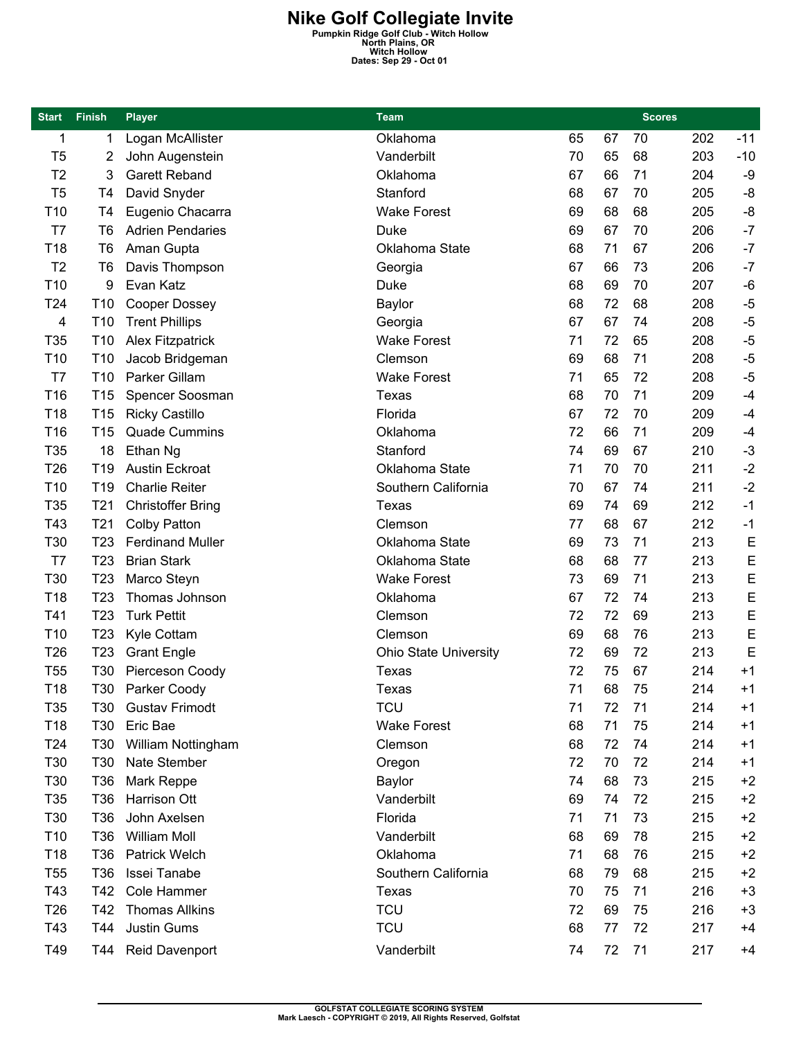# Nike Golf Collegiate Invite

**Pumpkin Ridge Golf Club - Witch Hollow**
**North Plains, OR**
**Witch Hollow**
**Dates: Sep 29 - Oct 01**

| Start | Finish | Player | Team | Scores | | | | |
|---|---|---|---|---|---|---|---|---|
| 1 | 1 | Logan McAllister | Oklahoma | 65 | 67 | 70 | 202 | -11 |
| T5 | 2 | John Augenstein | Vanderbilt | 70 | 65 | 68 | 203 | -10 |
| T2 | 3 | Garett Reband | Oklahoma | 67 | 66 | 71 | 204 | -9 |
| T5 | T4 | David Snyder | Stanford | 68 | 67 | 70 | 205 | -8 |
| T10 | T4 | Eugenio Chacarra | Wake Forest | 69 | 68 | 68 | 205 | -8 |
| T7 | T6 | Adrien Pendaries | Duke | 69 | 67 | 70 | 206 | -7 |
| T18 | T6 | Aman Gupta | Oklahoma State | 68 | 71 | 67 | 206 | -7 |
| T2 | T6 | Davis Thompson | Georgia | 67 | 66 | 73 | 206 | -7 |
| T10 | 9 | Evan Katz | Duke | 68 | 69 | 70 | 207 | -6 |
| T24 | T10 | Cooper Dossey | Baylor | 68 | 72 | 68 | 208 | -5 |
| 4 | T10 | Trent Phillips | Georgia | 67 | 67 | 74 | 208 | -5 |
| T35 | T10 | Alex Fitzpatrick | Wake Forest | 71 | 72 | 65 | 208 | -5 |
| T10 | T10 | Jacob Bridgeman | Clemson | 69 | 68 | 71 | 208 | -5 |
| T7 | T10 | Parker Gillam | Wake Forest | 71 | 65 | 72 | 208 | -5 |
| T16 | T15 | Spencer Soosman | Texas | 68 | 70 | 71 | 209 | -4 |
| T18 | T15 | Ricky Castillo | Florida | 67 | 72 | 70 | 209 | -4 |
| T16 | T15 | Quade Cummins | Oklahoma | 72 | 66 | 71 | 209 | -4 |
| T35 | 18 | Ethan Ng | Stanford | 74 | 69 | 67 | 210 | -3 |
| T26 | T19 | Austin Eckroat | Oklahoma State | 71 | 70 | 70 | 211 | -2 |
| T10 | T19 | Charlie Reiter | Southern California | 70 | 67 | 74 | 211 | -2 |
| T35 | T21 | Christoffer Bring | Texas | 69 | 74 | 69 | 212 | -1 |
| T43 | T21 | Colby Patton | Clemson | 77 | 68 | 67 | 212 | -1 |
| T30 | T23 | Ferdinand Muller | Oklahoma State | 69 | 73 | 71 | 213 | E |
| T7 | T23 | Brian Stark | Oklahoma State | 68 | 68 | 77 | 213 | E |
| T30 | T23 | Marco Steyn | Wake Forest | 73 | 69 | 71 | 213 | E |
| T18 | T23 | Thomas Johnson | Oklahoma | 67 | 72 | 74 | 213 | E |
| T41 | T23 | Turk Pettit | Clemson | 72 | 72 | 69 | 213 | E |
| T10 | T23 | Kyle Cottam | Clemson | 69 | 68 | 76 | 213 | E |
| T26 | T23 | Grant Engle | Ohio State University | 72 | 69 | 72 | 213 | E |
| T55 | T30 | Pierceson Coody | Texas | 72 | 75 | 67 | 214 | +1 |
| T18 | T30 | Parker Coody | Texas | 71 | 68 | 75 | 214 | +1 |
| T35 | T30 | Gustav Frimodt | TCU | 71 | 72 | 71 | 214 | +1 |
| T18 | T30 | Eric Bae | Wake Forest | 68 | 71 | 75 | 214 | +1 |
| T24 | T30 | William Nottingham | Clemson | 68 | 72 | 74 | 214 | +1 |
| T30 | T30 | Nate Stember | Oregon | 72 | 70 | 72 | 214 | +1 |
| T30 | T36 | Mark Reppe | Baylor | 74 | 68 | 73 | 215 | +2 |
| T35 | T36 | Harrison Ott | Vanderbilt | 69 | 74 | 72 | 215 | +2 |
| T30 | T36 | John Axelsen | Florida | 71 | 71 | 73 | 215 | +2 |
| T10 | T36 | William Moll | Vanderbilt | 68 | 69 | 78 | 215 | +2 |
| T18 | T36 | Patrick Welch | Oklahoma | 71 | 68 | 76 | 215 | +2 |
| T55 | T36 | Issei Tanabe | Southern California | 68 | 79 | 68 | 215 | +2 |
| T43 | T42 | Cole Hammer | Texas | 70 | 75 | 71 | 216 | +3 |
| T26 | T42 | Thomas Allkins | TCU | 72 | 69 | 75 | 216 | +3 |
| T43 | T44 | Justin Gums | TCU | 68 | 77 | 72 | 217 | +4 |
| T49 | T44 | Reid Davenport | Vanderbilt | 74 | 72 | 71 | 217 | +4 |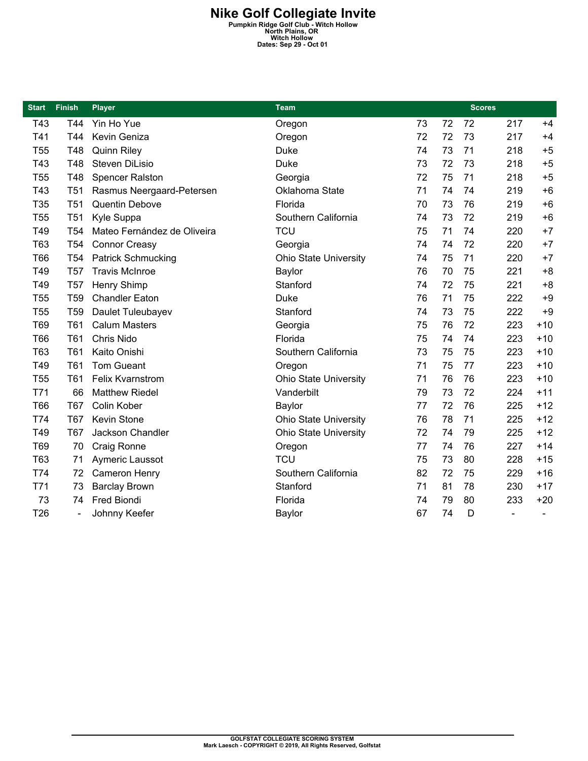# Nike Golf Collegiate Invite

**Pumpkin Ridge Golf Club - Witch Hollow**
**North Plains, OR**
**Witch Hollow**
**Dates: Sep 29 - Oct 01**

| Start | Finish | Player | Team | Scores | | | | |
|---|---|---|---|---|---|---|---|---|
| T43 | T44 | Yin Ho Yue | Oregon | 73 | 72 | 72 | 217 | +4 |
| T41 | T44 | Kevin Geniza | Oregon | 72 | 72 | 73 | 217 | +4 |
| T55 | T48 | Quinn Riley | Duke | 74 | 73 | 71 | 218 | +5 |
| T43 | T48 | Steven DiLisio | Duke | 73 | 72 | 73 | 218 | +5 |
| T55 | T48 | Spencer Ralston | Georgia | 72 | 75 | 71 | 218 | +5 |
| T43 | T51 | Rasmus Neergaard-Petersen | Oklahoma State | 71 | 74 | 74 | 219 | +6 |
| T35 | T51 | Quentin Debove | Florida | 70 | 73 | 76 | 219 | +6 |
| T55 | T51 | Kyle Suppa | Southern California | 74 | 73 | 72 | 219 | +6 |
| T49 | T54 | Mateo Fernández de Oliveira | TCU | 75 | 71 | 74 | 220 | +7 |
| T63 | T54 | Connor Creasy | Georgia | 74 | 74 | 72 | 220 | +7 |
| T66 | T54 | Patrick Schmucking | Ohio State University | 74 | 75 | 71 | 220 | +7 |
| T49 | T57 | Travis McInroe | Baylor | 76 | 70 | 75 | 221 | +8 |
| T49 | T57 | Henry Shimp | Stanford | 74 | 72 | 75 | 221 | +8 |
| T55 | T59 | Chandler Eaton | Duke | 76 | 71 | 75 | 222 | +9 |
| T55 | T59 | Daulet Tuleubayev | Stanford | 74 | 73 | 75 | 222 | +9 |
| T69 | T61 | Calum Masters | Georgia | 75 | 76 | 72 | 223 | +10 |
| T66 | T61 | Chris Nido | Florida | 75 | 74 | 74 | 223 | +10 |
| T63 | T61 | Kaito Onishi | Southern California | 73 | 75 | 75 | 223 | +10 |
| T49 | T61 | Tom Gueant | Oregon | 71 | 75 | 77 | 223 | +10 |
| T55 | T61 | Felix Kvarnstrom | Ohio State University | 71 | 76 | 76 | 223 | +10 |
| T71 | 66 | Matthew Riedel | Vanderbilt | 79 | 73 | 72 | 224 | +11 |
| T66 | T67 | Colin Kober | Baylor | 77 | 72 | 76 | 225 | +12 |
| T74 | T67 | Kevin Stone | Ohio State University | 76 | 78 | 71 | 225 | +12 |
| T49 | T67 | Jackson Chandler | Ohio State University | 72 | 74 | 79 | 225 | +12 |
| T69 | 70 | Craig Ronne | Oregon | 77 | 74 | 76 | 227 | +14 |
| T63 | 71 | Aymeric Laussot | TCU | 75 | 73 | 80 | 228 | +15 |
| T74 | 72 | Cameron Henry | Southern California | 82 | 72 | 75 | 229 | +16 |
| T71 | 73 | Barclay Brown | Stanford | 71 | 81 | 78 | 230 | +17 |
| 73 | 74 | Fred Biondi | Florida | 74 | 79 | 80 | 233 | +20 |
| T26 | - | Johnny Keefer | Baylor | 67 | 74 | D | - | - |

**GOLFSTAT COLLEGIATE SCORING SYSTEM**
**Mark Laesch - COPYRIGHT © 2019, All Rights Reserved, Golfstat**